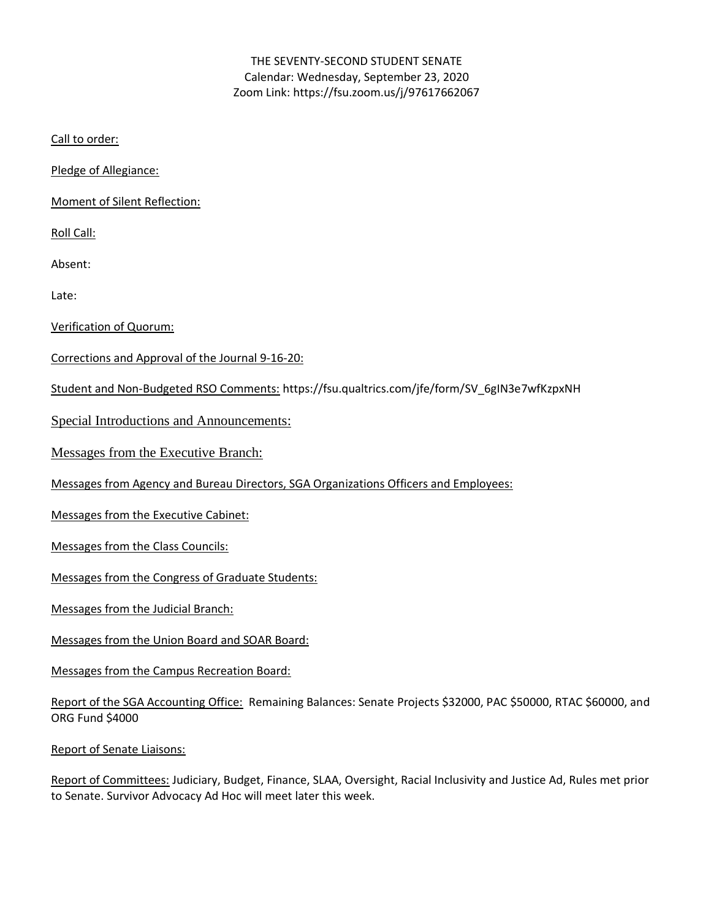THE SEVENTY-SECOND STUDENT SENATE
Calendar: Wednesday, September 23, 2020
Zoom Link: https://fsu.zoom.us/j/97617662067

Call to order:

Pledge of Allegiance:

Moment of Silent Reflection:

Roll Call:

Absent:

Late:

Verification of Quorum:

Corrections and Approval of the Journal 9-16-20:

Student and Non-Budgeted RSO Comments: https://fsu.qualtrics.com/jfe/form/SV_6gIN3e7wfKzpxNH

Special Introductions and Announcements:

Messages from the Executive Branch:

Messages from Agency and Bureau Directors, SGA Organizations Officers and Employees:

Messages from the Executive Cabinet:

Messages from the Class Councils:

Messages from the Congress of Graduate Students:

Messages from the Judicial Branch:

Messages from the Union Board and SOAR Board:

Messages from the Campus Recreation Board:

Report of the SGA Accounting Office: Remaining Balances: Senate Projects $32000, PAC $50000, RTAC $60000, and ORG Fund $4000

Report of Senate Liaisons:

Report of Committees: Judiciary, Budget, Finance, SLAA, Oversight, Racial Inclusivity and Justice Ad, Rules met prior to Senate. Survivor Advocacy Ad Hoc will meet later this week.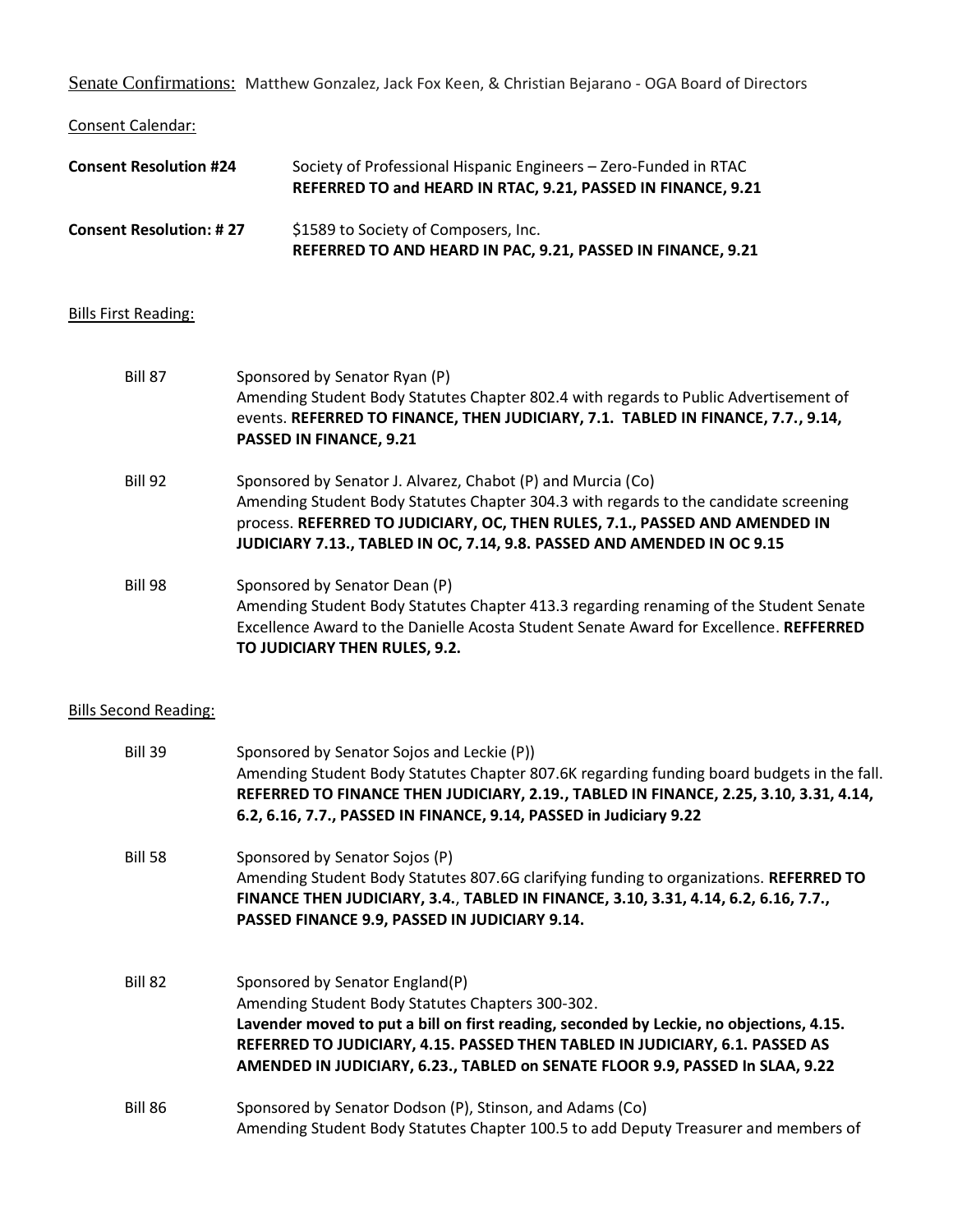Senate Confirmations: Matthew Gonzalez, Jack Fox Keen, & Christian Bejarano - OGA Board of Directors

Consent Calendar:

**Consent Resolution #24** Society of Professional Hispanic Engineers – Zero-Funded in RTAC
**REFERRED TO and HEARD IN RTAC, 9.21, PASSED IN FINANCE, 9.21**

**Consent Resolution: # 27** $1589 to Society of Composers, Inc.
**REFERRED TO AND HEARD IN PAC, 9.21, PASSED IN FINANCE, 9.21**

Bills First Reading:

Bill 87 Sponsored by Senator Ryan (P)
Amending Student Body Statutes Chapter 802.4 with regards to Public Advertisement of events. **REFERRED TO FINANCE, THEN JUDICIARY, 7.1. TABLED IN FINANCE, 7.7., 9.14, PASSED IN FINANCE, 9.21**

Bill 92 Sponsored by Senator J. Alvarez, Chabot (P) and Murcia (Co)
Amending Student Body Statutes Chapter 304.3 with regards to the candidate screening process. **REFERRED TO JUDICIARY, OC, THEN RULES, 7.1., PASSED AND AMENDED IN JUDICIARY 7.13., TABLED IN OC, 7.14, 9.8. PASSED AND AMENDED IN OC 9.15**

Bill 98 Sponsored by Senator Dean (P)
Amending Student Body Statutes Chapter 413.3 regarding renaming of the Student Senate Excellence Award to the Danielle Acosta Student Senate Award for Excellence. **REFFERRED TO JUDICIARY THEN RULES, 9.2.**

Bills Second Reading:

Bill 39 Sponsored by Senator Sojos and Leckie (P))
Amending Student Body Statutes Chapter 807.6K regarding funding board budgets in the fall. **REFERRED TO FINANCE THEN JUDICIARY, 2.19., TABLED IN FINANCE, 2.25, 3.10, 3.31, 4.14, 6.2, 6.16, 7.7., PASSED IN FINANCE, 9.14, PASSED in Judiciary 9.22**

Bill 58 Sponsored by Senator Sojos (P)
Amending Student Body Statutes 807.6G clarifying funding to organizations. **REFERRED TO FINANCE THEN JUDICIARY, 3.4., TABLED IN FINANCE, 3.10, 3.31, 4.14, 6.2, 6.16, 7.7., PASSED FINANCE 9.9, PASSED IN JUDICIARY 9.14.**

Bill 82 Sponsored by Senator England(P)
Amending Student Body Statutes Chapters 300-302.
**Lavender moved to put a bill on first reading, seconded by Leckie, no objections, 4.15. REFERRED TO JUDICIARY, 4.15. PASSED THEN TABLED IN JUDICIARY, 6.1. PASSED AS AMENDED IN JUDICIARY, 6.23., TABLED on SENATE FLOOR 9.9, PASSED In SLAA, 9.22**

Bill 86 Sponsored by Senator Dodson (P), Stinson, and Adams (Co)
Amending Student Body Statutes Chapter 100.5 to add Deputy Treasurer and members of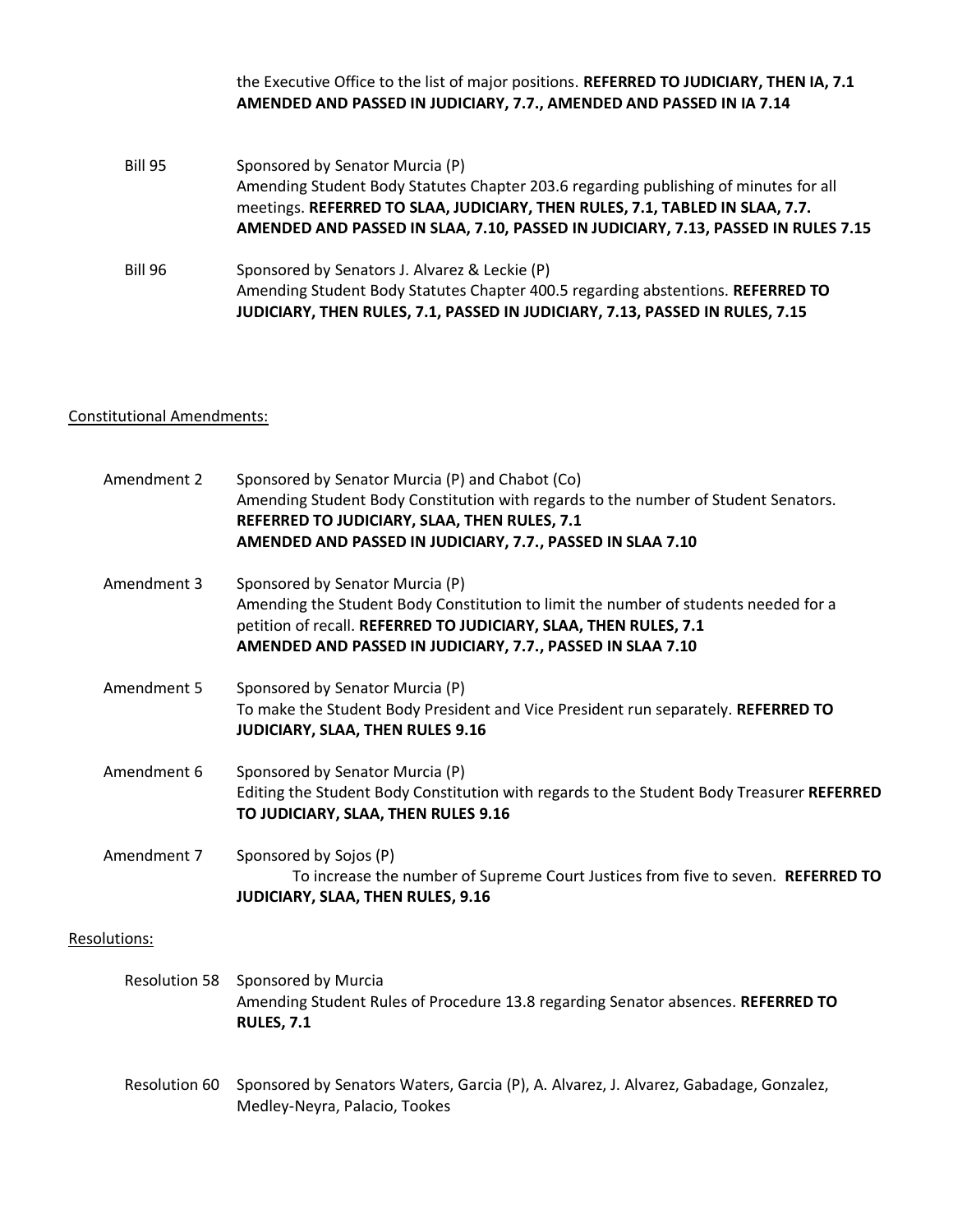the Executive Office to the list of major positions. **REFERRED TO JUDICIARY, THEN IA, 7.1 AMENDED AND PASSED IN JUDICIARY, 7.7., AMENDED AND PASSED IN IA 7.14**

Bill 95 — Sponsored by Senator Murcia (P)
Amending Student Body Statutes Chapter 203.6 regarding publishing of minutes for all meetings. **REFERRED TO SLAA, JUDICIARY, THEN RULES, 7.1, TABLED IN SLAA, 7.7. AMENDED AND PASSED IN SLAA, 7.10, PASSED IN JUDICIARY, 7.13, PASSED IN RULES 7.15**

Bill 96 — Sponsored by Senators J. Alvarez & Leckie (P)
Amending Student Body Statutes Chapter 400.5 regarding abstentions. **REFERRED TO JUDICIARY, THEN RULES, 7.1, PASSED IN JUDICIARY, 7.13, PASSED IN RULES, 7.15**

Constitutional Amendments:

Amendment 2 — Sponsored by Senator Murcia (P) and Chabot (Co)
Amending Student Body Constitution with regards to the number of Student Senators. **REFERRED TO JUDICIARY, SLAA, THEN RULES, 7.1 AMENDED AND PASSED IN JUDICIARY, 7.7., PASSED IN SLAA 7.10**

Amendment 3 — Sponsored by Senator Murcia (P)
Amending the Student Body Constitution to limit the number of students needed for a petition of recall. **REFERRED TO JUDICIARY, SLAA, THEN RULES, 7.1 AMENDED AND PASSED IN JUDICIARY, 7.7., PASSED IN SLAA 7.10**

Amendment 5 — Sponsored by Senator Murcia (P)
To make the Student Body President and Vice President run separately. **REFERRED TO JUDICIARY, SLAA, THEN RULES 9.16**

Amendment 6 — Sponsored by Senator Murcia (P)
Editing the Student Body Constitution with regards to the Student Body Treasurer **REFERRED TO JUDICIARY, SLAA, THEN RULES 9.16**

Amendment 7 — Sponsored by Sojos (P)
To increase the number of Supreme Court Justices from five to seven. **REFERRED TO JUDICIARY, SLAA, THEN RULES, 9.16**

Resolutions:

Resolution 58 — Sponsored by Murcia
Amending Student Rules of Procedure 13.8 regarding Senator absences. **REFERRED TO RULES, 7.1**

Resolution 60 — Sponsored by Senators Waters, Garcia (P), A. Alvarez, J. Alvarez, Gabadage, Gonzalez, Medley-Neyra, Palacio, Tookes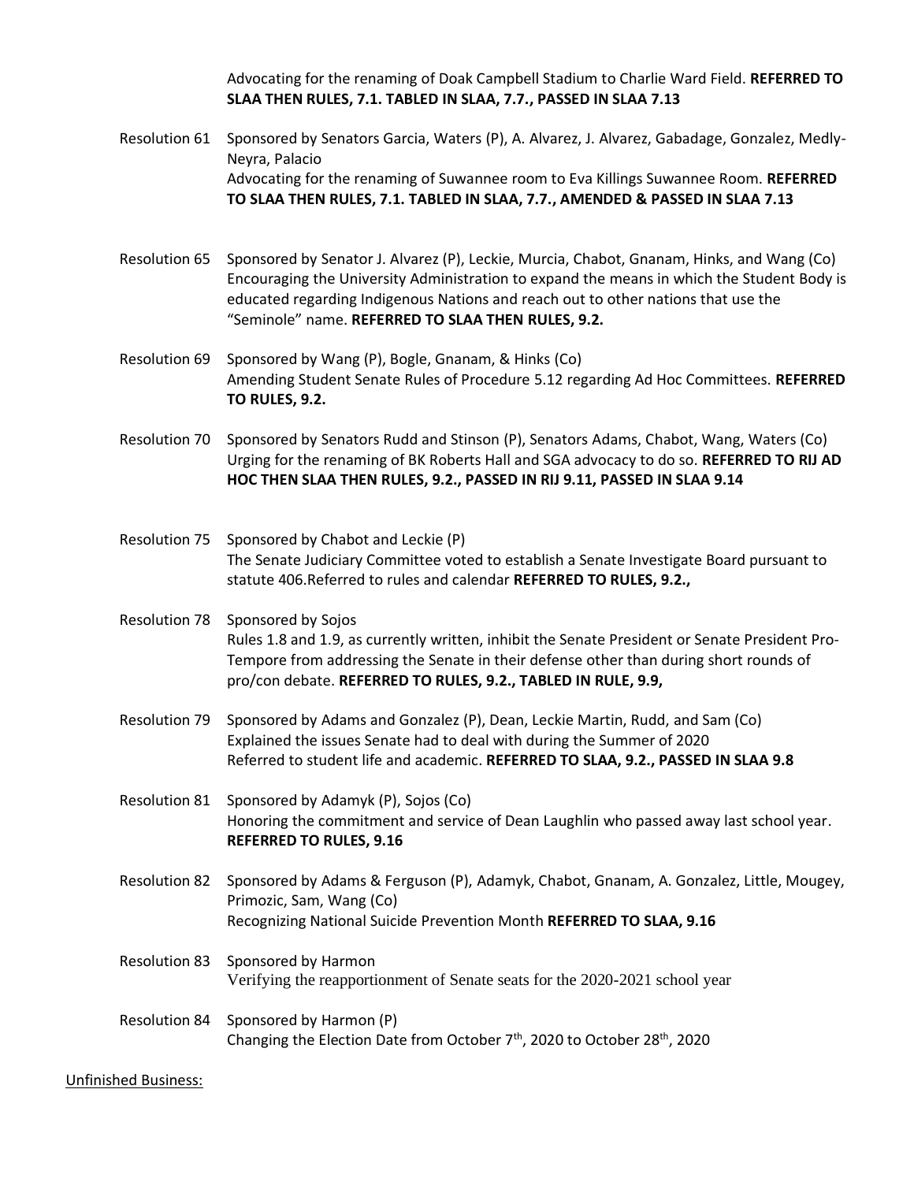Advocating for the renaming of Doak Campbell Stadium to Charlie Ward Field. **REFERRED TO SLAA THEN RULES, 7.1. TABLED IN SLAA, 7.7., PASSED IN SLAA 7.13**

Resolution 61 Sponsored by Senators Garcia, Waters (P), A. Alvarez, J. Alvarez, Gabadage, Gonzalez, Medly-Neyra, Palacio
Advocating for the renaming of Suwannee room to Eva Killings Suwannee Room. **REFERRED TO SLAA THEN RULES, 7.1. TABLED IN SLAA, 7.7., AMENDED & PASSED IN SLAA 7.13**

Resolution 65 Sponsored by Senator J. Alvarez (P), Leckie, Murcia, Chabot, Gnanam, Hinks, and Wang (Co)
Encouraging the University Administration to expand the means in which the Student Body is educated regarding Indigenous Nations and reach out to other nations that use the "Seminole" name. **REFERRED TO SLAA THEN RULES, 9.2.**

Resolution 69 Sponsored by Wang (P), Bogle, Gnanam, & Hinks (Co)
Amending Student Senate Rules of Procedure 5.12 regarding Ad Hoc Committees. **REFERRED TO RULES, 9.2.**

Resolution 70 Sponsored by Senators Rudd and Stinson (P), Senators Adams, Chabot, Wang, Waters (Co)
Urging for the renaming of BK Roberts Hall and SGA advocacy to do so. **REFERRED TO RIJ AD HOC THEN SLAA THEN RULES, 9.2., PASSED IN RIJ 9.11, PASSED IN SLAA 9.14**

Resolution 75 Sponsored by Chabot and Leckie (P)
The Senate Judiciary Committee voted to establish a Senate Investigate Board pursuant to statute 406.Referred to rules and calendar **REFERRED TO RULES, 9.2.,**

Resolution 78 Sponsored by Sojos
Rules 1.8 and 1.9, as currently written, inhibit the Senate President or Senate President Pro-Tempore from addressing the Senate in their defense other than during short rounds of pro/con debate. **REFERRED TO RULES, 9.2., TABLED IN RULE, 9.9,**

Resolution 79 Sponsored by Adams and Gonzalez (P), Dean, Leckie Martin, Rudd, and Sam (Co)
Explained the issues Senate had to deal with during the Summer of 2020
Referred to student life and academic. **REFERRED TO SLAA, 9.2., PASSED IN SLAA 9.8**

Resolution 81 Sponsored by Adamyk (P), Sojos (Co)
Honoring the commitment and service of Dean Laughlin who passed away last school year. **REFERRED TO RULES, 9.16**

Resolution 82 Sponsored by Adams & Ferguson (P), Adamyk, Chabot, Gnanam, A. Gonzalez, Little, Mougey, Primozic, Sam, Wang (Co)
Recognizing National Suicide Prevention Month **REFERRED TO SLAA, 9.16**

Resolution 83 Sponsored by Harmon
Verifying the reapportionment of Senate seats for the 2020-2021 school year

Resolution 84 Sponsored by Harmon (P)
Changing the Election Date from October 7th, 2020 to October 28th, 2020

Unfinished Business: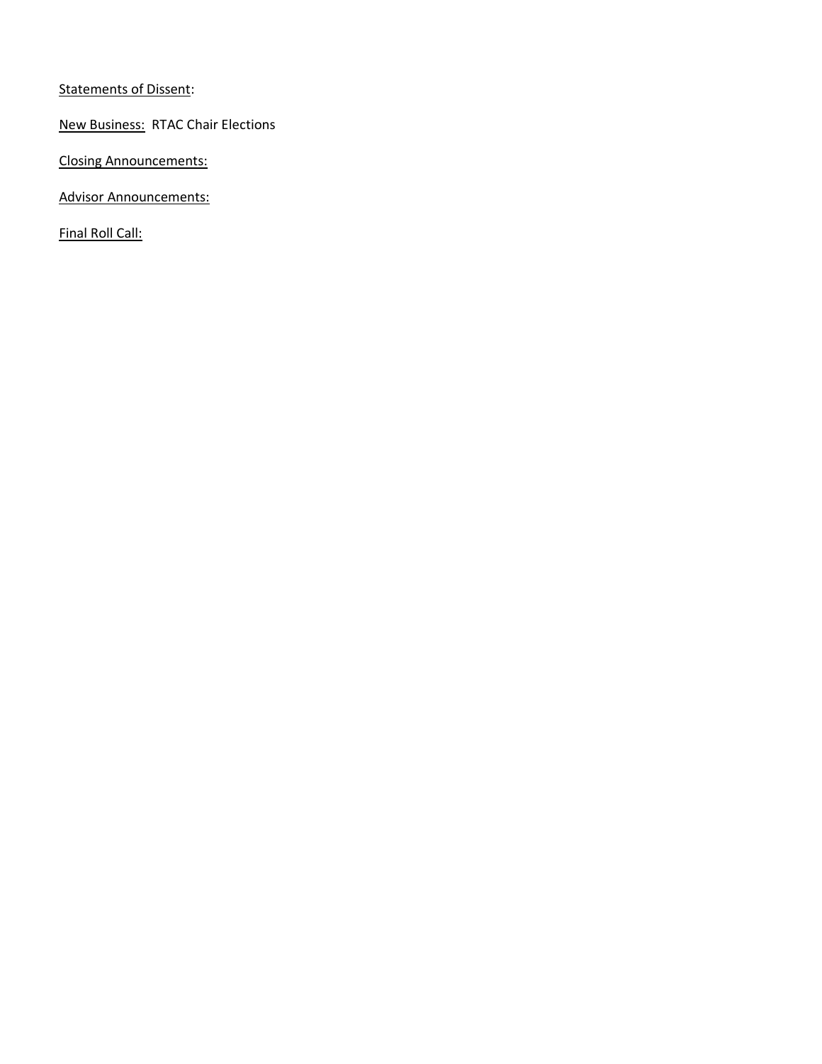Statements of Dissent:

New Business: RTAC Chair Elections

Closing Announcements:

Advisor Announcements:

Final Roll Call: